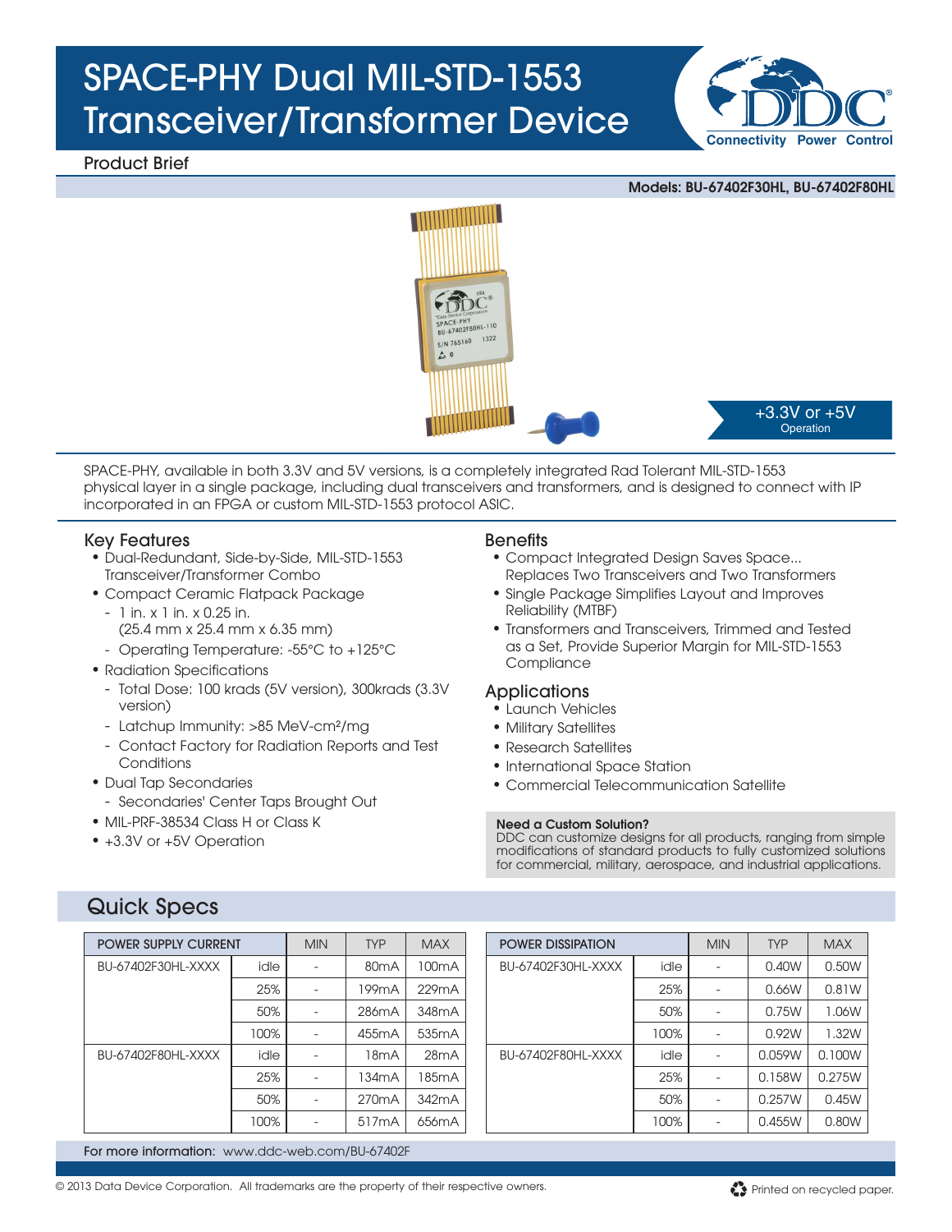# SPACE-PHY Dual MIL-STD-1553 Transceiver/Transformer Device

Product Brief

**Models: BU-67402F30HL, BU-67402F80HL**

+3.3V or +5V Operation

SPACE-PHY, available in both 3.3V and 5V versions, is a completely integrated Rad Tolerant MIL-STD-1553 physical layer in a single package, including dual transceivers and transformers, and is designed to connect with IP incorporated in an FPGA or custom MIL-STD-1553 protocol ASIC.

## Key Features

- Dual-Redundant, Side-by-Side, MIL-STD-1553 Transceiver/Transformer Combo
- Compact Ceramic Flatpack Package
  - 1 in. x 1 in. x 0.25 in. (25.4 mm x 25.4 mm x 6.35 mm)
  - Operating Temperature: -55°C to +125°C
- Radiation Specifications
  - Total Dose: 100 krads (5V version), 300krads (3.3V version)
  - Latchup Immunity: >85 MeV-cm²/mg
  - Contact Factory for Radiation Reports and Test Conditions
- Dual Tap Secondaries
  - Secondaries' Center Taps Brought Out
- MIL-PRF-38534 Class H or Class K
- +3.3V or +5V Operation

## Benefits

- Compact Integrated Design Saves Space... Replaces Two Transceivers and Two Transformers
- Single Package Simplifies Layout and Improves Reliability (MTBF)
- Transformers and Transceivers, Trimmed and Tested as a Set, Provide Superior Margin for MIL-STD-1553 Compliance

## Applications

- Launch Vehicles
- Military Satellites
- Research Satellites
- International Space Station
- Commercial Telecommunication Satellite

**Need a Custom Solution?**
DDC can customize designs for all products, ranging from simple modifications of standard products to fully customized solutions for commercial, military, aerospace, and industrial applications.

## Quick Specs

| POWER SUPPLY CURRENT | | MIN | TYP | MAX |
|---|---|---|---|---|
| BU-67402F30HL-XXXX | idle | - | 80mA | 100mA |
| | 25% | - | 199mA | 229mA |
| | 50% | - | 286mA | 348mA |
| | 100% | - | 455mA | 535mA |
| BU-67402F80HL-XXXX | idle | - | 18mA | 28mA |
| | 25% | - | 134mA | 185mA |
| | 50% | - | 270mA | 342mA |
| | 100% | - | 517mA | 656mA |

| POWER DISSIPATION | | MIN | TYP | MAX |
|---|---|---|---|---|
| BU-67402F30HL-XXXX | idle | - | 0.40W | 0.50W |
| | 25% | - | 0.66W | 0.81W |
| | 50% | - | 0.75W | 1.06W |
| | 100% | - | 0.92W | 1.32W |
| BU-67402F80HL-XXXX | idle | - | 0.059W | 0.100W |
| | 25% | - | 0.158W | 0.275W |
| | 50% | - | 0.257W | 0.45W |
| | 100% | - | 0.455W | 0.80W |

For more information: www.ddc-web.com/BU-67402F

© 2013 Data Device Corporation. All trademarks are the property of their respective owners.

Printed on recycled paper.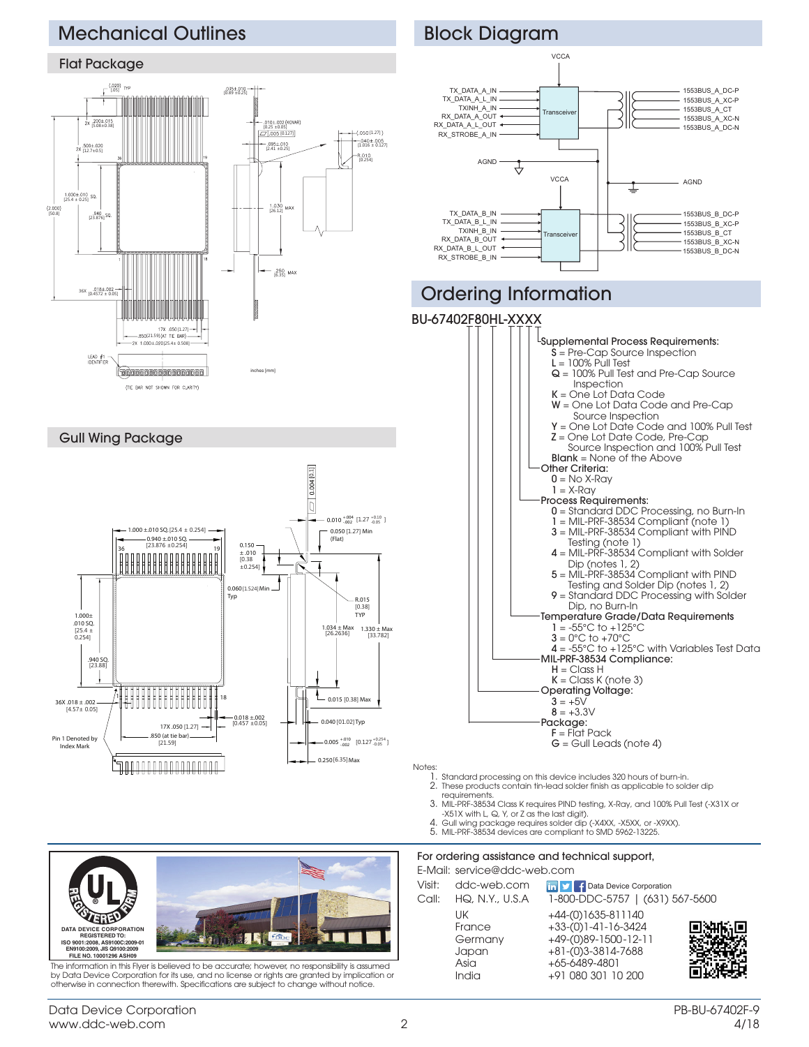## Mechanical Outlines

### Flat Package

.020 [.05] TYP

.015±.010 [0.89 ±0.25]

2X .200±.015 [5.08±0.38]

2X .500±.020 [12.7±0.5]

.010±.002 (KOVAR) [0.25 ±0.05]

.005 [0.127]

.050 [1.27]

.040±.005 [1.016 ± 0.127]

.095±.010 [2.41 ±0.25]

R .010 [0.254]

36 19

1.000±.010 SQ. [25.4 ± 0.25]

(2.000) [50.8]

.940 SQ. [23.876]

1.030 [26.12] MAX

1 18

.250 [6.35] MAX

36X .018±.002 [0.4572 ± 0.05]

17X .050 [1.27]

.850 [21.59] (AT TIE BAR)

2X 1.000±.020 [25.4 ± 0.508]

LEAD #1 IDENTIFIER

inches [mm]

(TIE BAR NOT SHOWN FOR CLARITY)

### Gull Wing Package

0.004 [0.1]

0.010 +.004/-.002 [1.27 +0.10/-0.05]

0.050 [1.27] Min (Flat)

1.000 ±.010 SQ. [25.4 ± 0.254]

0.940 ±.010 SQ. [23.876 ±0.254]

36 19

0.150 ±.010 [0.38 ±0.254]

0.060 [1.524] Min Typ

R.015 [0.38] TYP

1.000± .010 SQ. [25.4 ± 0.254]

.940 SQ. [23.88]

1.034 ± Max [26.2636]

1.330 ± Max [33.782]

18

0.015 [0.38] Max

36X .018 ± .002 [4.57± 0.05]

0.018 ±.002 [0.457 ±0.05]

17X .050 [1.27]

0.040 [01.02] Typ

Pin 1 Denoted by Index Mark

.850 (at tie bar) [21.59]

0.005 +.010/-.002 [0.127 +0.254/-0.05]

0.250 [6.35] Max

## Block Diagram

VCCA

TX_DATA_A_IN
TX_DATA_A_L_IN
TXINH_A_IN
RX_DATA_A_OUT
RX_DATA_A_L_OUT
RX_STROBE_A_IN

Transceiver

1553BUS_A_DC-P
1553BUS_A_XC-P
1553BUS_A_CT
1553BUS_A_XC-N
1553BUS_A_DC-N

AGND

VCCA

AGND

TX_DATA_B_IN
TX_DATA_B_L_IN
TXINH_B_IN
RX_DATA_B_OUT
RX_DATA_B_L_OUT
RX_STROBE_B_IN

Transceiver

1553BUS_B_DC-P
1553BUS_B_XC-P
1553BUS_B_CT
1553BUS_B_XC-N
1553BUS_B_DC-N

## Ordering Information

BU-67402F80HL-XXXX

- **Supplemental Process Requirements:**
  - S = Pre-Cap Source Inspection
  - L = 100% Pull Test
  - Q = 100% Pull Test and Pre-Cap Source Inspection
  - K = One Lot Data Code
  - W = One Lot Data Code and Pre-Cap Source Inspection
  - Y = One Lot Date Code and 100% Pull Test
  - Z = One Lot Date Code, Pre-Cap Source Inspection and 100% Pull Test
  - Blank = None of the Above
- **Other Criteria:**
  - 0 = No X-Ray
  - 1 = X-Ray
- **Process Requirements:**
  - 0 = Standard DDC Processing, no Burn-In
  - 1 = MIL-PRF-38534 Compliant (note 1)
  - 3 = MIL-PRF-38534 Compliant with PIND Testing (note 1)
  - 4 = MIL-PRF-38534 Compliant with Solder Dip (notes 1, 2)
  - 5 = MIL-PRF-38534 Compliant with PIND Testing and Solder Dip (notes 1, 2)
  - 9 = Standard DDC Processing with Solder Dip, no Burn-In
- **Temperature Grade/Data Requirements**
  - 1 = -55°C to +125°C
  - 3 = 0°C to +70°C
  - 4 = -55°C to +125°C with Variables Test Data
- **MIL-PRF-38534 Compliance:**
  - H = Class H
  - K = Class K (note 3)
- **Operating Voltage:**
  - 3 = +5V
  - 8 = +3.3V
- **Package:**
  - F = Flat Pack
  - G = Gull Leads (note 4)

Notes:

1. Standard processing on this device includes 320 hours of burn-in.
2. These products contain tin-lead solder finish as applicable to solder dip requirements.
3. MIL-PRF-38534 Class K requires PIND testing, X-Ray, and 100% Pull Test (-X31X or -X51X with L, Q, Y, or Z as the last digit).
4. Gull wing package requires solder dip (-X4XX, -X5XX, or -X9XX).
5. MIL-PRF-38534 devices are compliant to SMD 5962-13225.

DATA DEVICE CORPORATION
REGISTERED TO:
ISO 9001:2008, AS9100C:2009-01
EN9100:2009, JIS Q9100:2009
FILE NO. 10001296 ASH09

The information in this Flyer is believed to be accurate; however, no responsibility is assumed by Data Device Corporation for its use, and no license or rights are granted by implication or otherwise in connection therewith. Specifications are subject to change without notice.

For ordering assistance and technical support,

E-Mail: service@ddc-web.com

Visit: ddc-web.com — Data Device Corporation

Call: HQ, N.Y., U.S.A — 1-800-DDC-5757 | (631) 567-5600

| | |
|---|---|
| UK | +44-(0)1635-811140 |
| France | +33-(0)1-41-16-3424 |
| Germany | +49-(0)89-1500-12-11 |
| Japan | +81-(0)3-3814-7688 |
| Asia | +65-6489-4801 |
| India | +91 080 301 10 200 |

Data Device Corporation
www.ddc-web.com

PB-BU-67402F-9
4/18